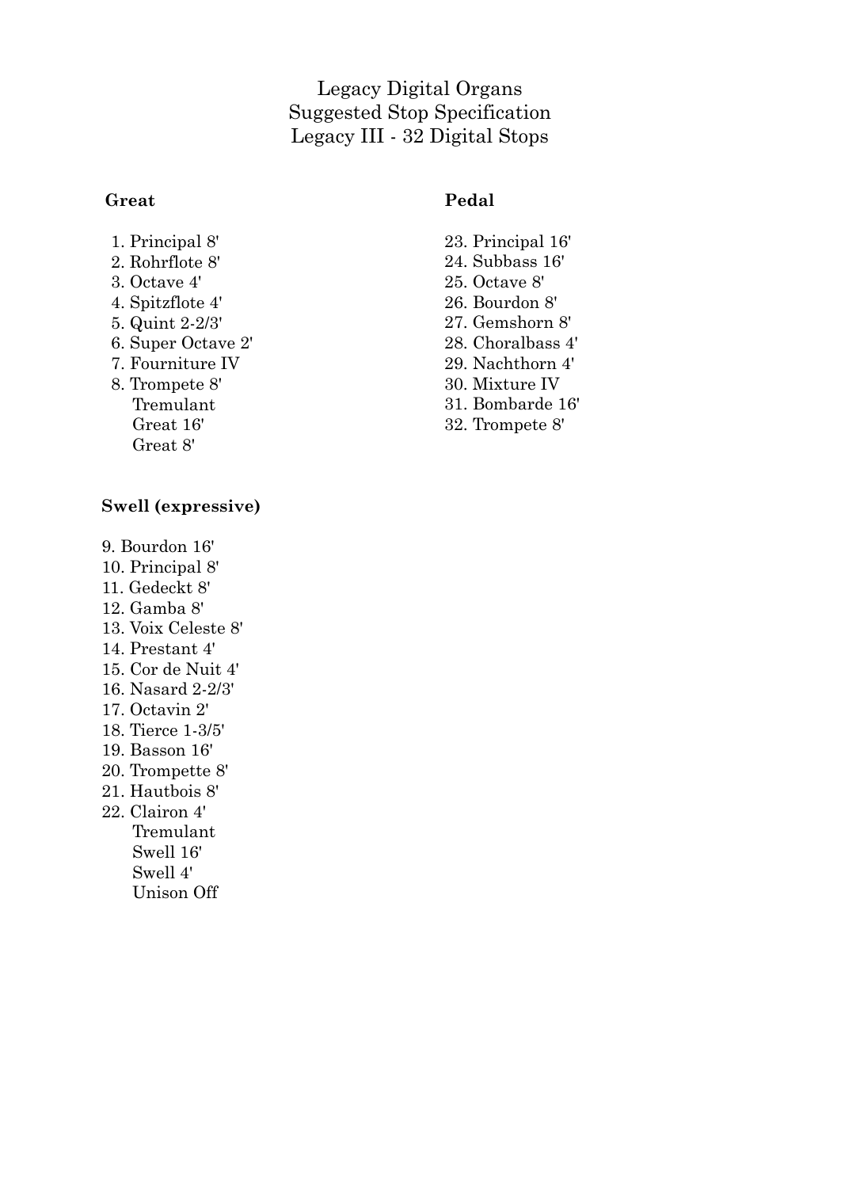# Legacy Digital Organs
## Suggested Stop Specification
## Legacy III - 32 Digital Stops

### Great

1. Principal 8'
2. Rohrflote 8'
3. Octave 4'
4. Spitzflote 4'
5. Quint 2-2/3'
6. Super Octave 2'
7. Fourniture IV
8. Trompete 8'

   Tremulant
   Great 16'
   Great 8'

### Swell (expressive)

9. Bourdon 16'
10. Principal 8'
11. Gedeckt 8'
12. Gamba 8'
13. Voix Celeste 8'
14. Prestant 4'
15. Cor de Nuit 4'
16. Nasard 2-2/3'
17. Octavin 2'
18. Tierce 1-3/5'
19. Basson 16'
20. Trompette 8'
21. Hautbois 8'
22. Clairon 4'

   Tremulant
   Swell 16'
   Swell 4'
   Unison Off

### Pedal

23. Principal 16'
24. Subbass 16'
25. Octave 8'
26. Bourdon 8'
27. Gemshorn 8'
28. Choralbass 4'
29. Nachthorn 4'
30. Mixture IV
31. Bombarde 16'
32. Trompete 8'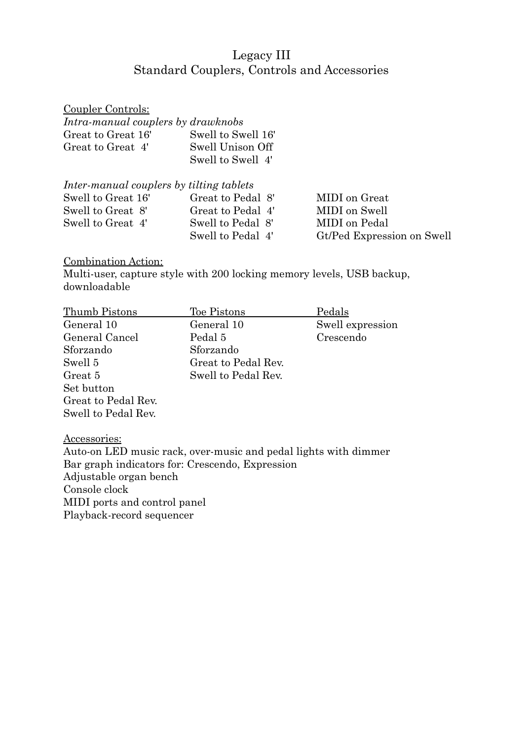# Legacy III
## Standard Couplers, Controls and Accessories

<u>Coupler Controls:</u>

*Intra-manual couplers by drawknobs*

| | |
|---|---|
| Great to Great 16' | Swell to Swell 16' |
| Great to Great 4' | Swell Unison Off |
| | Swell to Swell 4' |

*Inter-manual couplers by tilting tablets*

| | | |
|---|---|---|
| Swell to Great 16' | Great to Pedal 8' | MIDI on Great |
| Swell to Great 8' | Great to Pedal 4' | MIDI on Swell |
| Swell to Great 4' | Swell to Pedal 8' | MIDI on Pedal |
| | Swell to Pedal 4' | Gt/Ped Expression on Swell |

<u>Combination Action:</u>

Multi-user, capture style with 200 locking memory levels, USB backup, downloadable

| Thumb Pistons | Toe Pistons | Pedals |
|---|---|---|
| General 10 | General 10 | Swell expression |
| General Cancel | Pedal 5 | Crescendo |
| Sforzando | Sforzando | |
| Swell 5 | Great to Pedal Rev. | |
| Great 5 | Swell to Pedal Rev. | |
| Set button | | |
| Great to Pedal Rev. | | |
| Swell to Pedal Rev. | | |

<u>Accessories:</u>

Auto-on LED music rack, over-music and pedal lights with dimmer
Bar graph indicators for: Crescendo, Expression
Adjustable organ bench
Console clock
MIDI ports and control panel
Playback-record sequencer